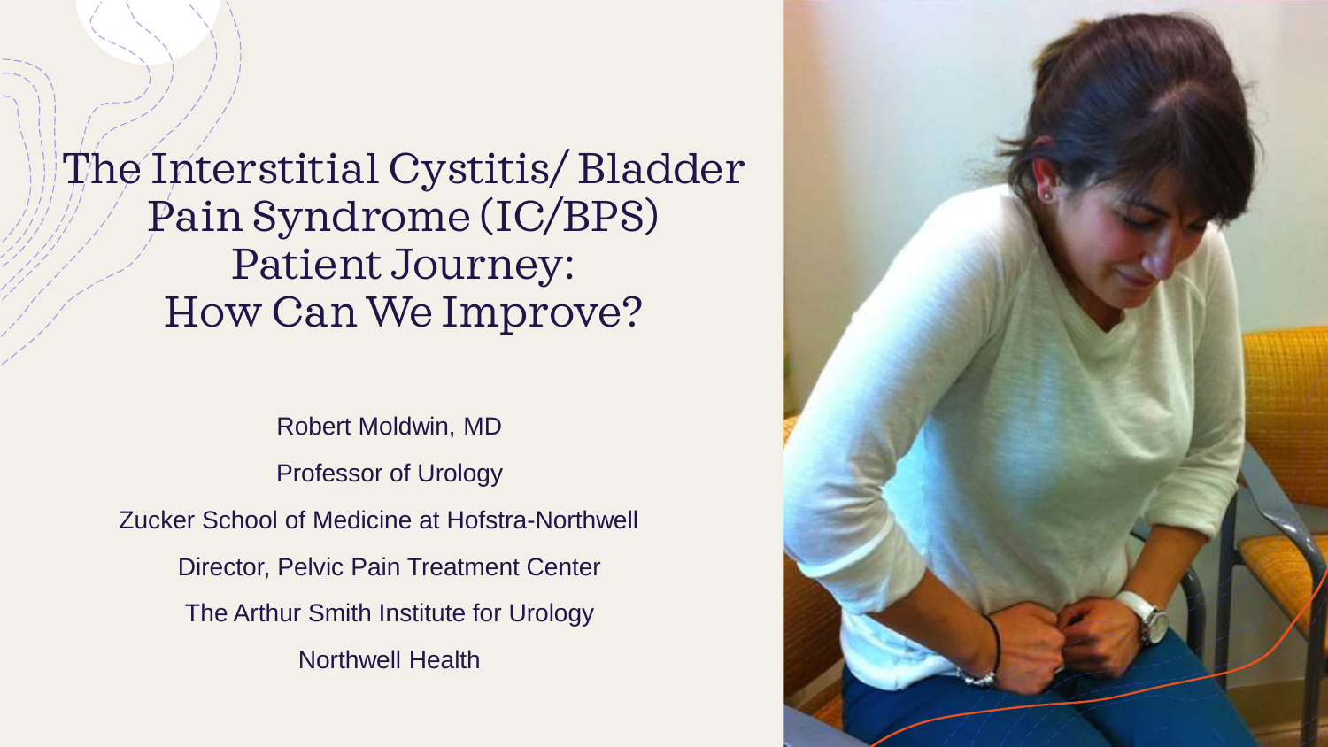# The Interstitial Cystitis/ Bladder Pain Syndrome (IC/BPS) Patient Journey: How Can We Improve?

Robert Moldwin, MD

Professor of Urology

Zucker School of Medicine at Hofstra-Northwell

Director, Pelvic Pain Treatment Center

The Arthur Smith Institute for Urology

Northwell Health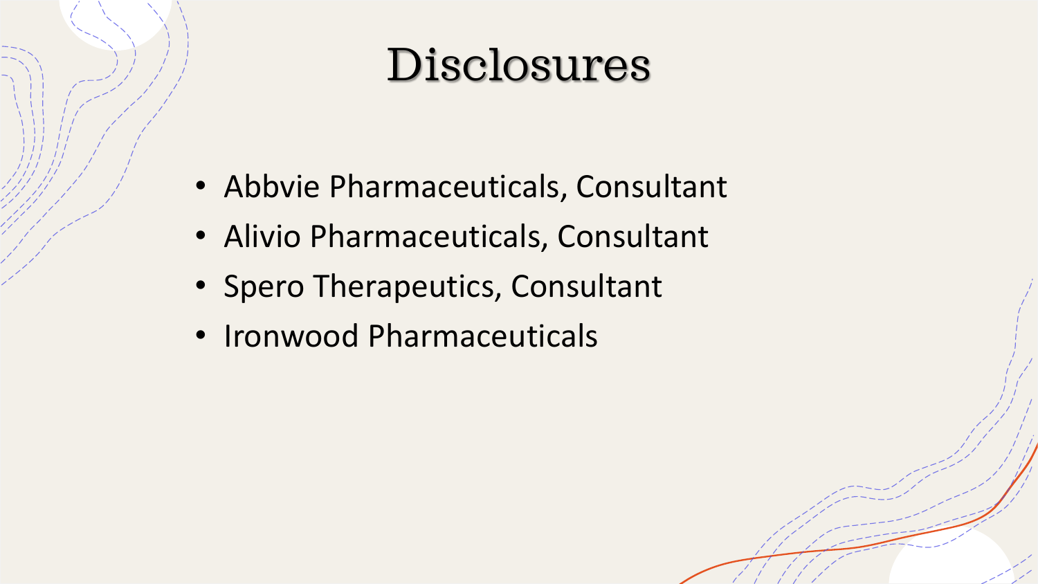# Disclosures

- Abbvie Pharmaceuticals, Consultant
- Alivio Pharmaceuticals, Consultant
- Spero Therapeutics, Consultant
- Ironwood Pharmaceuticals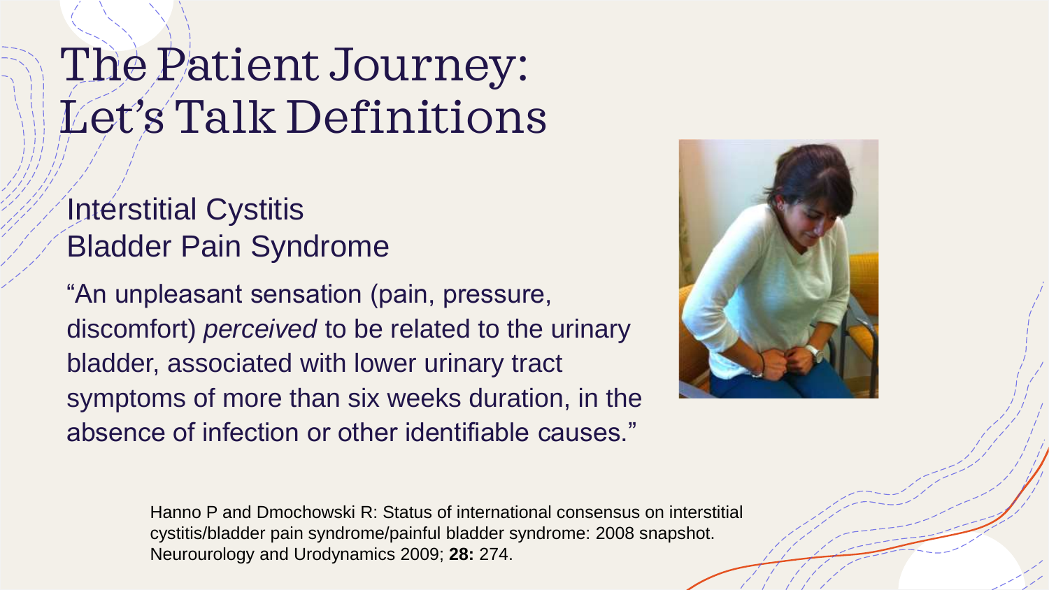# The Patient Journey: Let's Talk Definitions

## Interstitial Cystitis
## Bladder Pain Syndrome

"An unpleasant sensation (pain, pressure, discomfort) *perceived* to be related to the urinary bladder, associated with lower urinary tract symptoms of more than six weeks duration, in the absence of infection or other identifiable causes."

Hanno P and Dmochowski R: Status of international consensus on interstitial cystitis/bladder pain syndrome/painful bladder syndrome: 2008 snapshot. Neurourology and Urodynamics 2009; **28:** 274.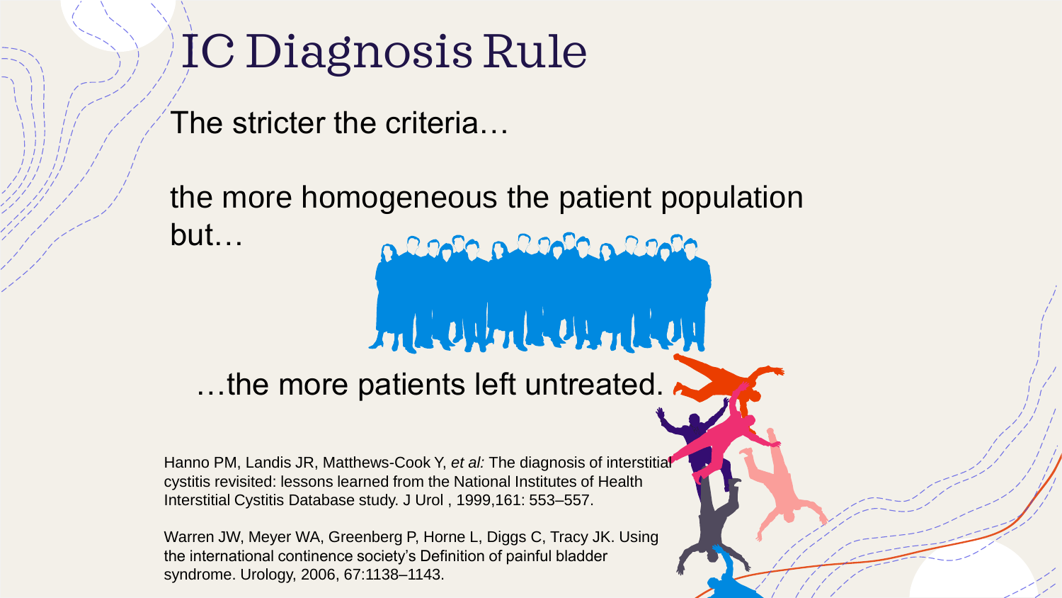# IC Diagnosis Rule

The stricter the criteria…

the more homogeneous the patient population but…

…the more patients left untreated.

Hanno PM, Landis JR, Matthews-Cook Y, *et al:* The diagnosis of interstitial cystitis revisited: lessons learned from the National Institutes of Health Interstitial Cystitis Database study. J Urol , 1999,161: 553–557.

Warren JW, Meyer WA, Greenberg P, Horne L, Diggs C, Tracy JK. Using the international continence society's Definition of painful bladder syndrome. Urology, 2006, 67:1138–1143.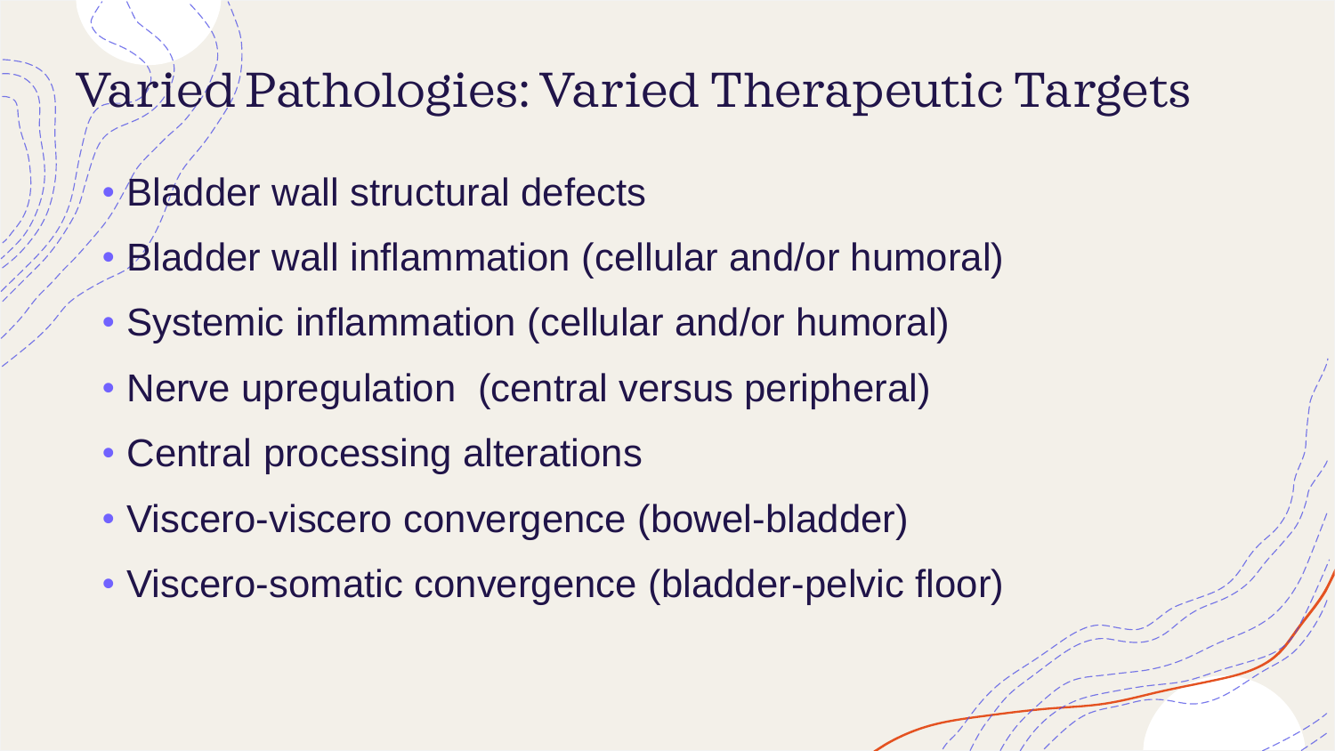# Varied Pathologies: Varied Therapeutic Targets

- Bladder wall structural defects
- Bladder wall inflammation (cellular and/or humoral)
- Systemic inflammation (cellular and/or humoral)
- Nerve upregulation  (central versus peripheral)
- Central processing alterations
- Viscero-viscero convergence (bowel-bladder)
- Viscero-somatic convergence (bladder-pelvic floor)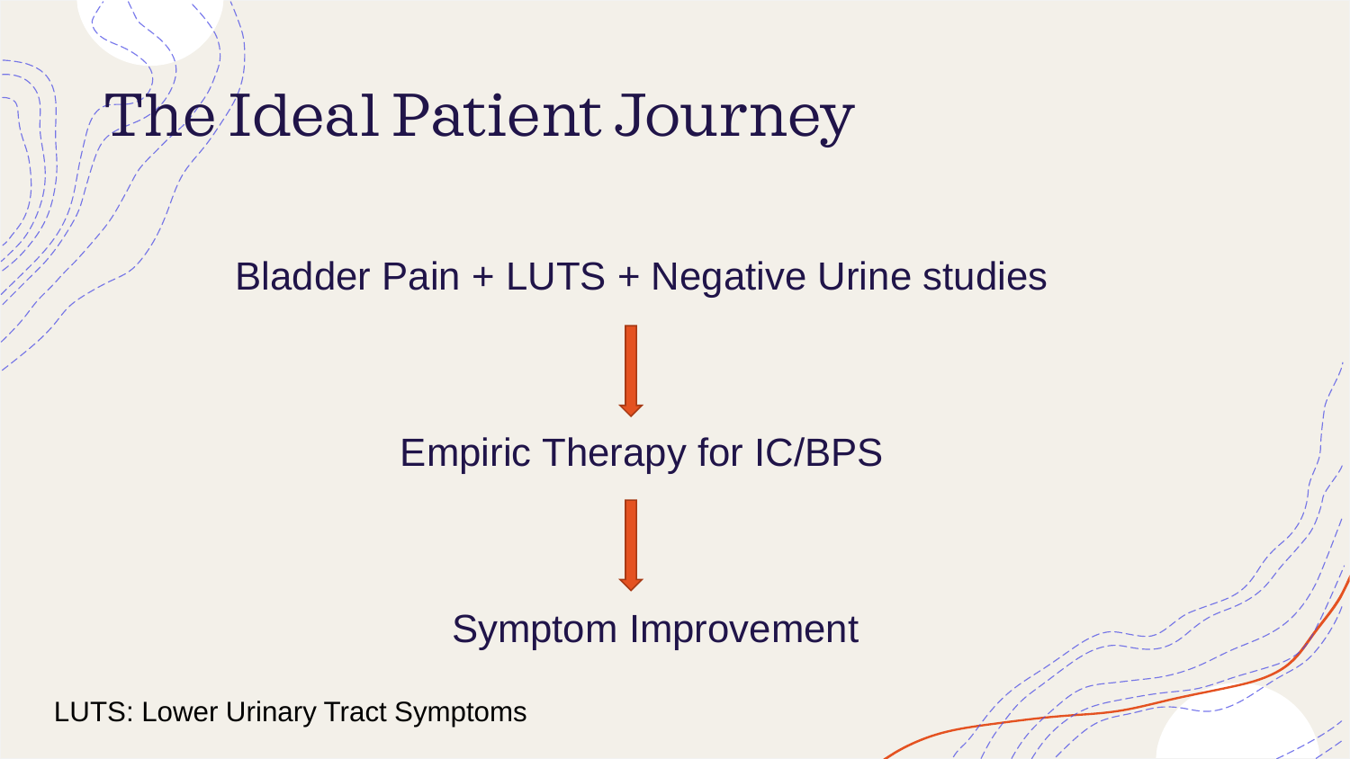# The Ideal Patient Journey

Bladder Pain + LUTS + Negative Urine studies

↓

Empiric Therapy for IC/BPS

↓

Symptom Improvement

LUTS: Lower Urinary Tract Symptoms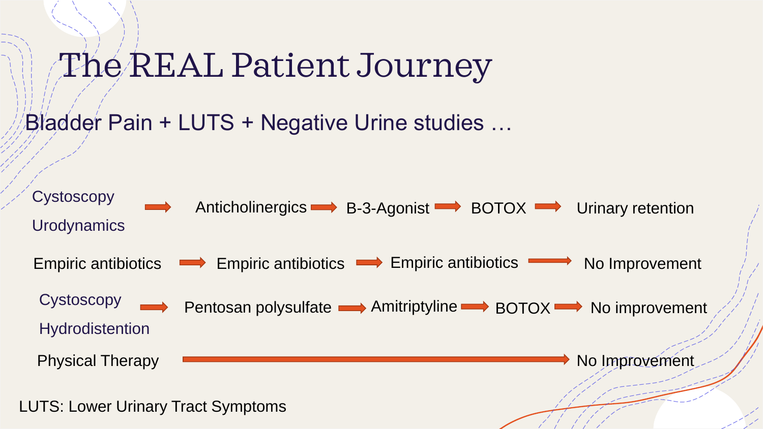# The REAL Patient Journey

## Bladder Pain + LUTS + Negative Urine studies …

- Cystoscopy, Urodynamics → Anticholinergics → B-3-Agonist → BOTOX → Urinary retention
- Empiric antibiotics → Empiric antibiotics → Empiric antibiotics → No Improvement
- Cystoscopy, Hydrodistention → Pentosan polysulfate → Amitriptyline → BOTOX → No improvement
- Physical Therapy → No Improvement

LUTS: Lower Urinary Tract Symptoms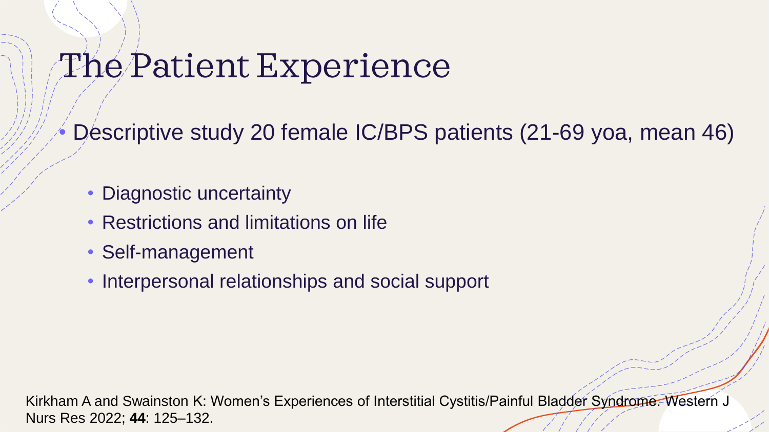# The Patient Experience

- Descriptive study 20 female IC/BPS patients (21-69 yoa, mean 46)
  - Diagnostic uncertainty
  - Restrictions and limitations on life
  - Self-management
  - Interpersonal relationships and social support

Kirkham A and Swainston K: Women's Experiences of Interstitial Cystitis/Painful Bladder Syndrome. Western J Nurs Res 2022; **44**: 125–132.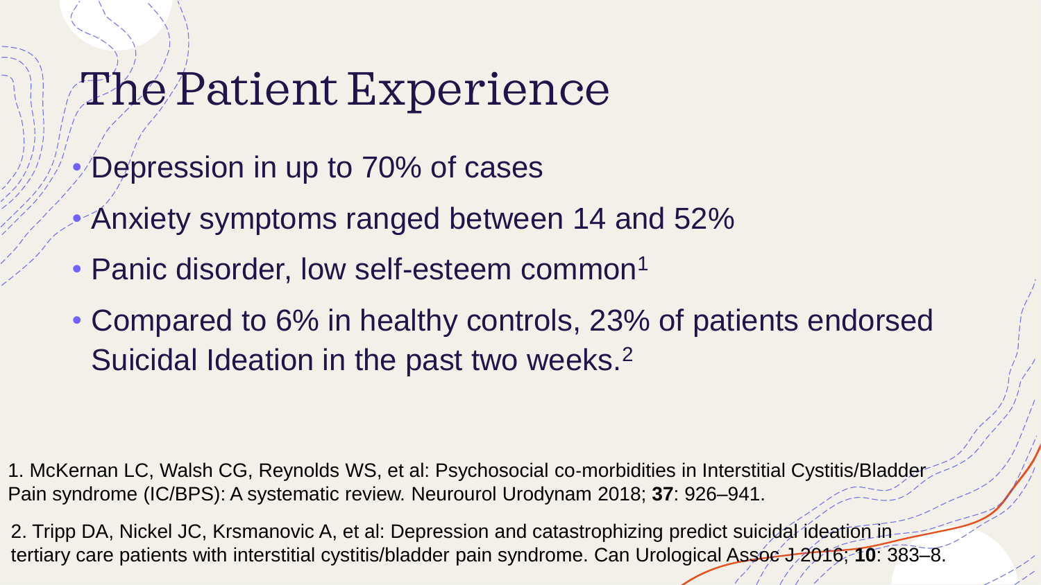# The Patient Experience

- Depression in up to 70% of cases
- Anxiety symptoms ranged between 14 and 52%
- Panic disorder, low self-esteem common[1]
- Compared to 6% in healthy controls, 23% of patients endorsed Suicidal Ideation in the past two weeks.[2]

1. McKernan LC, Walsh CG, Reynolds WS, et al: Psychosocial co-morbidities in Interstitial Cystitis/Bladder Pain syndrome (IC/BPS): A systematic review. Neurourol Urodynam 2018; **37**: 926–941.

2. Tripp DA, Nickel JC, Krsmanovic A, et al: Depression and catastrophizing predict suicidal ideation in tertiary care patients with interstitial cystitis/bladder pain syndrome. Can Urological Assoc J 2016; **10**: 383–8.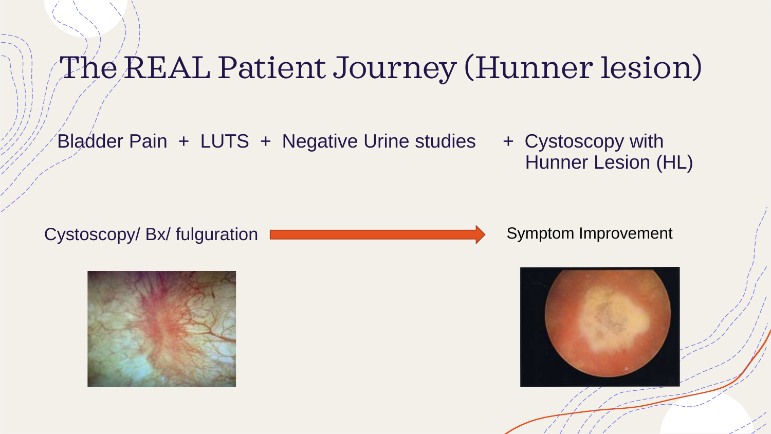# The REAL Patient Journey (Hunner lesion)

Bladder Pain + LUTS + Negative Urine studies + Cystoscopy with Hunner Lesion (HL)

Cystoscopy/ Bx/ fulguration → Symptom Improvement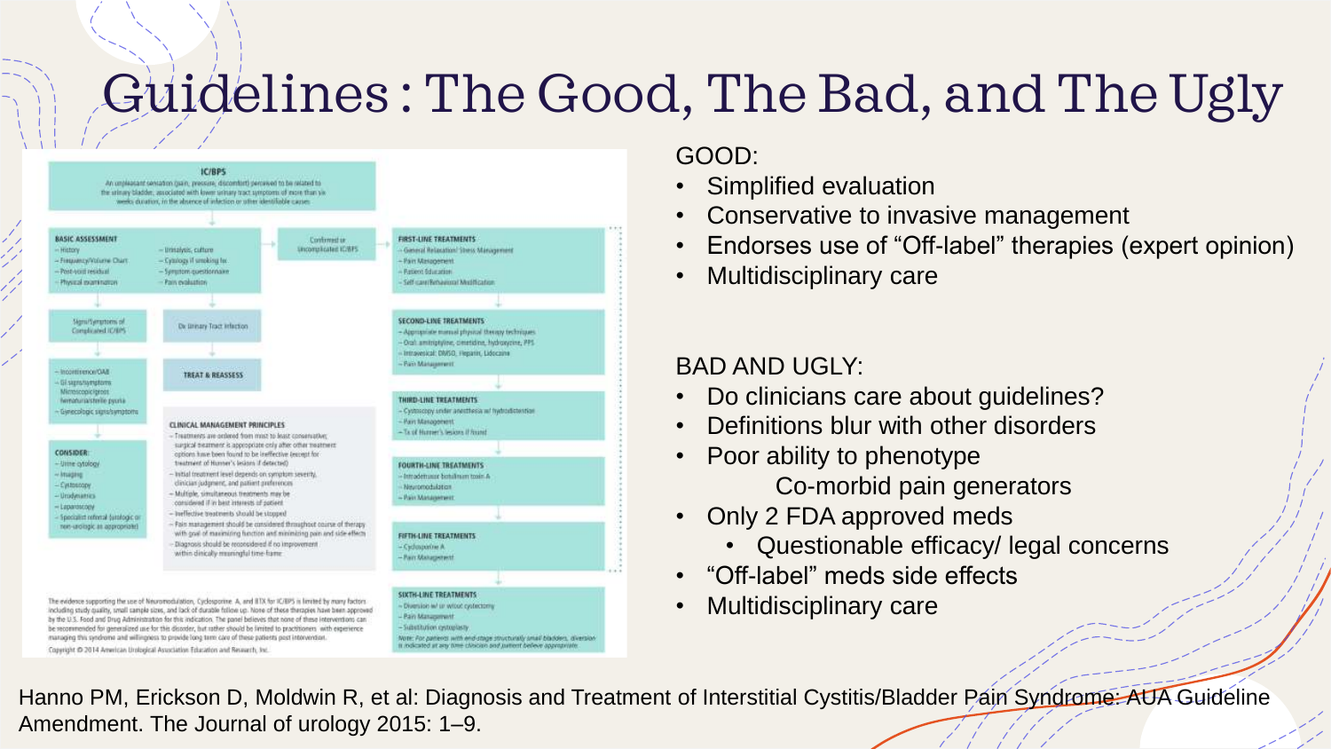# Guidelines : The Good, The Bad, and The Ugly

**IC/BPS**
An unpleasant sensation (pain, pressure, discomfort) perceived to be related to the urinary bladder, associated with lower urinary tract symptoms of more than six weeks duration, in the absence of infection or other identifiable causes.

**BASIC ASSESSMENT**
- History
- Frequency/Volume Chart
- Post-void residual
- Physical examination
- Urinalysis, culture
- Cytology if smoking hx
- Symptom questionnaire
- Pain evaluation

Confirmed or Uncomplicated IC/BPS

Signs/Symptoms of Complicated IC/BPS

Dx Urinary Tract Infection

- Incontinence/OAB
- GI signs/symptoms
- Microscopic/gross hematuria/sterile pyuria
- Gynecologic signs/symptoms

TREAT & REASSESS

**CONSIDER:**
- Urine cytology
- Imaging
- Cystoscopy
- Urodynamics
- Laparoscopy
- Specialist referral (urologic or non-urologic as appropriate)

**CLINICAL MANAGEMENT PRINCIPLES**
- Treatments are ordered from most to least conservative; surgical treatment is appropriate only after other treatment options have been found to be ineffective (except for treatment of Hunner's lesions if detected)
- Initial treatment level depends on symptom severity, clinician judgment, and patient preferences
- Multiple, simultaneous treatments may be considered if in best interests of patient
- Ineffective treatments should be stopped
- Pain management should be considered throughout course of therapy with goal of maximizing function and minimizing pain and side effects
- Diagnosis should be reconsidered if no improvement within clinically meaningful time-frame

**FIRST-LINE TREATMENTS**
- General Relaxation/ Stress Management
- Pain Management
- Patient Education
- Self-care/Behavioral Modification

**SECOND-LINE TREATMENTS**
- Appropriate manual physical therapy techniques
- Oral: amitriptyline, cimetidine, hydroxyzine, PPS
- Intravesical: DMSO, Heparin, Lidocaine
- Pain Management

**THIRD-LINE TREATMENTS**
- Cystoscopy under anesthesia w/ hydrodistention
- Pain Management
- Tx of Hunner's lesions if found

**FOURTH-LINE TREATMENTS**
- Intradetrusor botulinum toxin A
- Neuromodulation
- Pain Management

**FIFTH-LINE TREATMENTS**
- Cyclosporine A
- Pain Management

**SIXTH-LINE TREATMENTS**
- Diversion w/ or w/out cystectomy
- Pain Management
- Substitution cystoplasty

Note: For patients with end-stage structurally small bladders, diversion is indicated at any time clinician and patient believe appropriate.

The evidence supporting the use of Neuromodulation, Cyclosporine A, and BTX for IC/BPS is limited by many factors including study quality, small sample sizes, and lack of durable follow up. None of these therapies have been approved by the U.S. Food and Drug Administration for this indication. The panel believes that none of these interventions can be recommended for generalized use for this disorder, but rather should be limited to practitioners with experience managing this syndrome and willingness to provide long term care of these patients post intervention.

Copyright © 2014 American Urological Association Education and Research, Inc.

GOOD:
- Simplified evaluation
- Conservative to invasive management
- Endorses use of "Off-label" therapies (expert opinion)
- Multidisciplinary care

BAD AND UGLY:
- Do clinicians care about guidelines?
- Definitions blur with other disorders
- Poor ability to phenotype
  - Co-morbid pain generators
- Only 2 FDA approved meds
  - Questionable efficacy/ legal concerns
- "Off-label" meds side effects
- Multidisciplinary care

Hanno PM, Erickson D, Moldwin R, et al: Diagnosis and Treatment of Interstitial Cystitis/Bladder Pain Syndrome: AUA Guideline Amendment. The Journal of urology 2015: 1–9.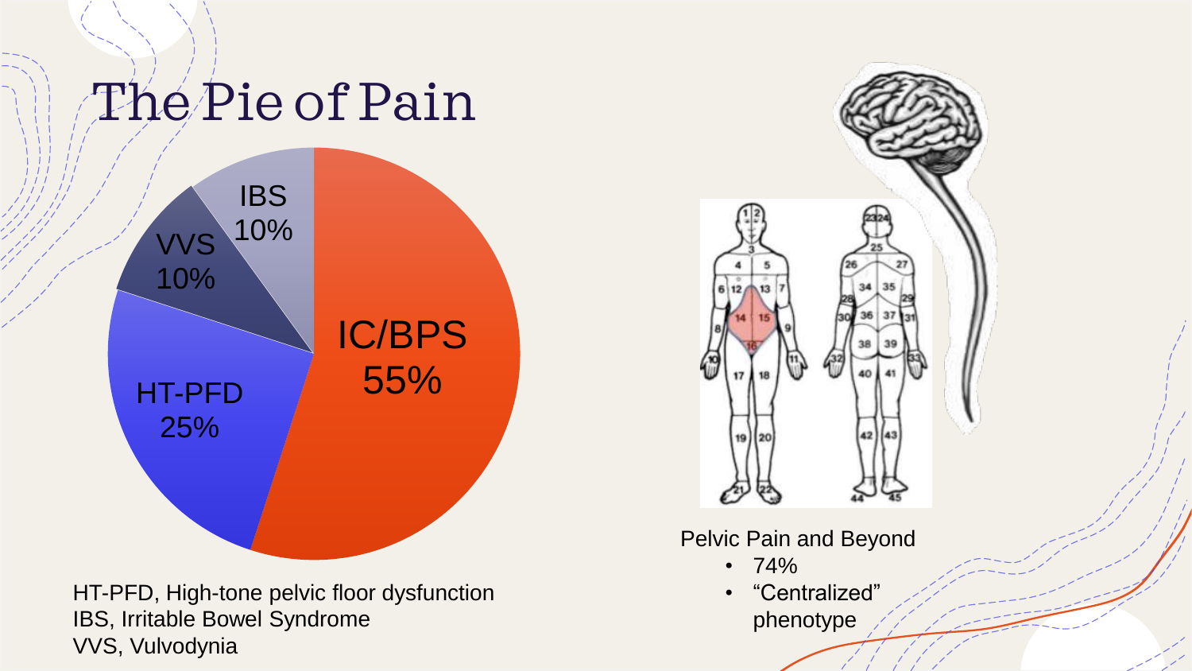# The Pie of Pain

- IC/BPS 55%
- HT-PFD 25%
- VVS 10%
- IBS 10%

HT-PFD, High-tone pelvic floor dysfunction
IBS, Irritable Bowel Syndrome
VVS, Vulvodynia

Pelvic Pain and Beyond

- 74%
- "Centralized" phenotype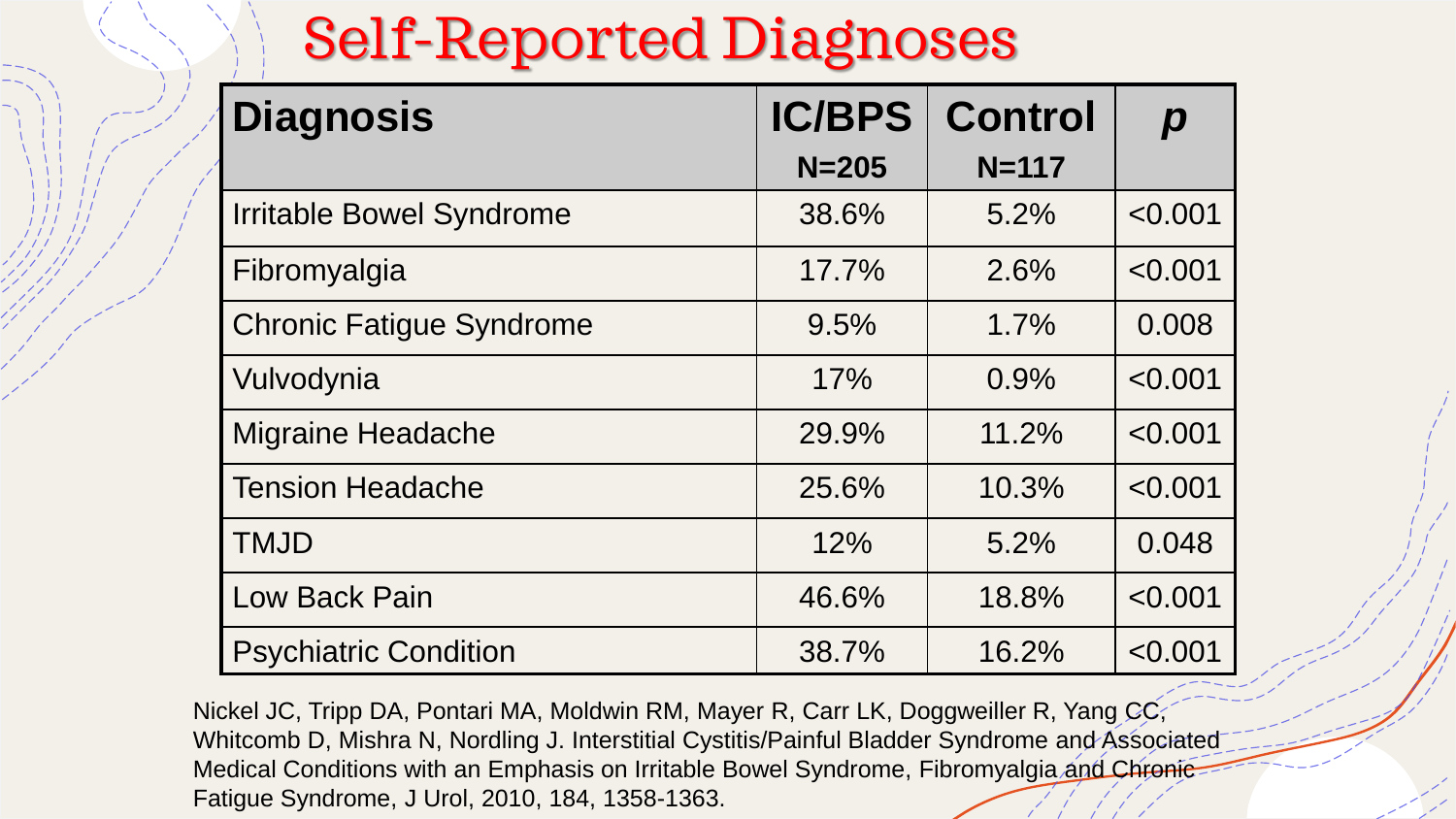# Self-Reported Diagnoses

| Diagnosis | IC/BPS N=205 | Control N=117 | *p* |
|---|---|---|---|
| Irritable Bowel Syndrome | 38.6% | 5.2% | <0.001 |
| Fibromyalgia | 17.7% | 2.6% | <0.001 |
| Chronic Fatigue Syndrome | 9.5% | 1.7% | 0.008 |
| Vulvodynia | 17% | 0.9% | <0.001 |
| Migraine Headache | 29.9% | 11.2% | <0.001 |
| Tension Headache | 25.6% | 10.3% | <0.001 |
| TMJD | 12% | 5.2% | 0.048 |
| Low Back Pain | 46.6% | 18.8% | <0.001 |
| Psychiatric Condition | 38.7% | 16.2% | <0.001 |

Nickel JC, Tripp DA, Pontari MA, Moldwin RM, Mayer R, Carr LK, Doggweiler R, Yang CC, Whitcomb D, Mishra N, Nordling J. Interstitial Cystitis/Painful Bladder Syndrome and Associated Medical Conditions with an Emphasis on Irritable Bowel Syndrome, Fibromyalgia and Chronic Fatigue Syndrome, J Urol, 2010, 184, 1358-1363.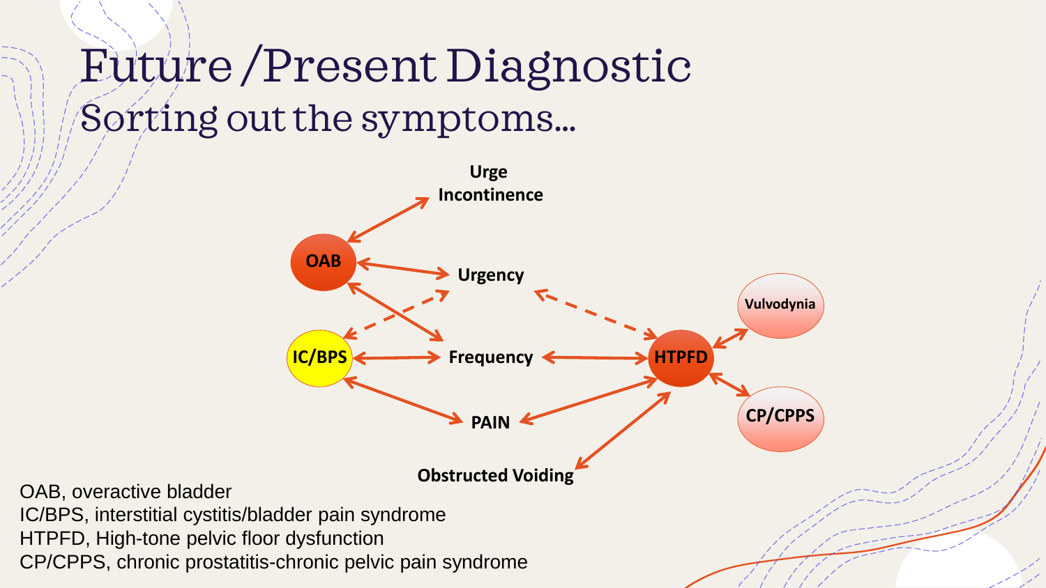# Future /Present Diagnostic

## Sorting out the symptoms...

Urge Incontinence

OAB

Urgency

IC/BPS

Frequency

HTPFD

Vulvodynia

CP/CPPS

PAIN

Obstructed Voiding

OAB, overactive bladder
IC/BPS, interstitial cystitis/bladder pain syndrome
HTPFD, High-tone pelvic floor dysfunction
CP/CPPS, chronic prostatitis-chronic pelvic pain syndrome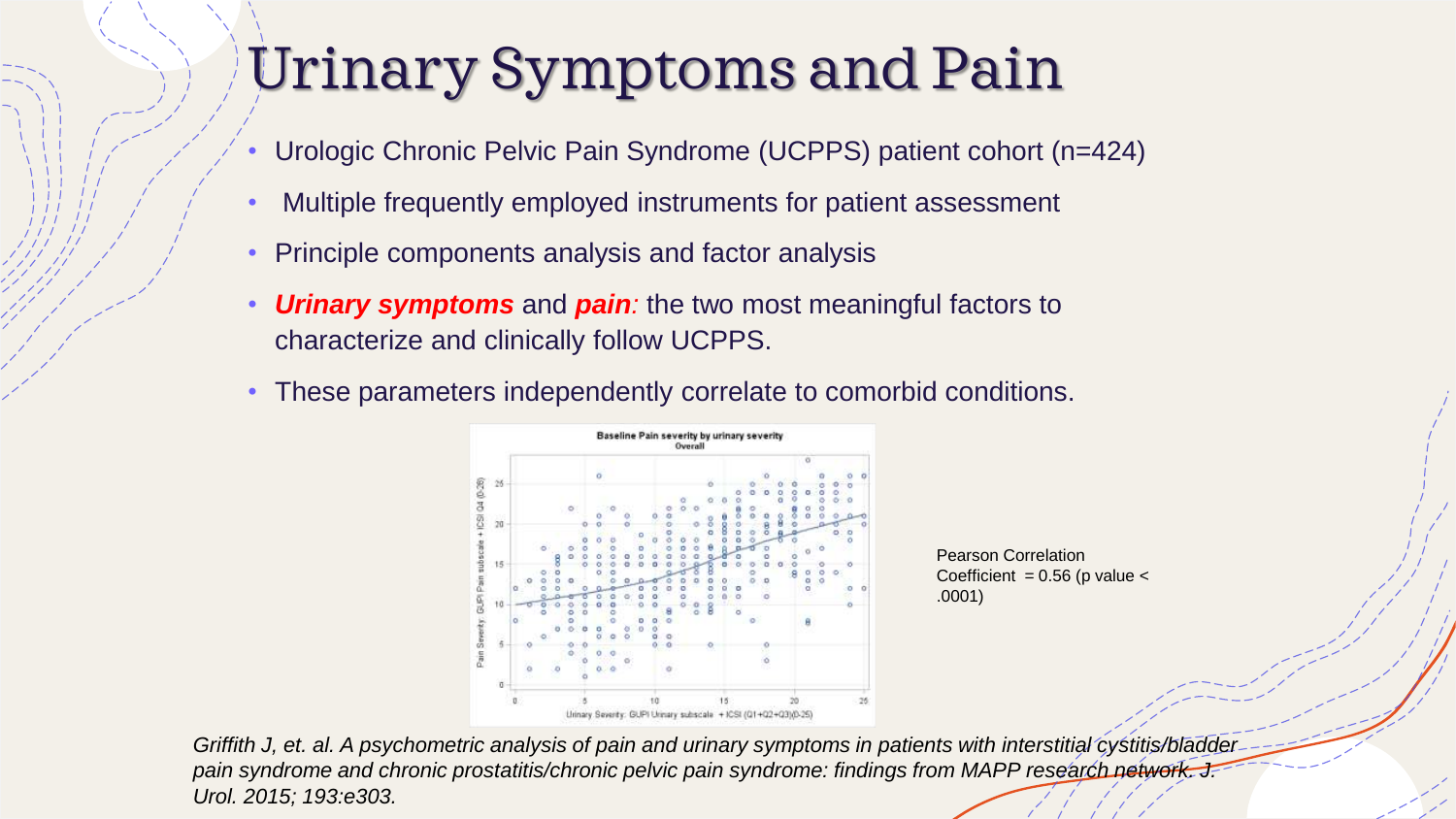# Urinary Symptoms and Pain

- Urologic Chronic Pelvic Pain Syndrome (UCPPS) patient cohort (n=424)
- Multiple frequently employed instruments for patient assessment
- Principle components analysis and factor analysis
- ***Urinary symptoms*** and ***pain**:* the two most meaningful factors to characterize and clinically follow UCPPS.
- These parameters independently correlate to comorbid conditions.

Pearson Correlation Coefficient = 0.56 (p value < .0001)

*Griffith J, et. al. A psychometric analysis of pain and urinary symptoms in patients with interstitial cystitis/bladder pain syndrome and chronic prostatitis/chronic pelvic pain syndrome: findings from MAPP research network. J. Urol. 2015; 193:e303.*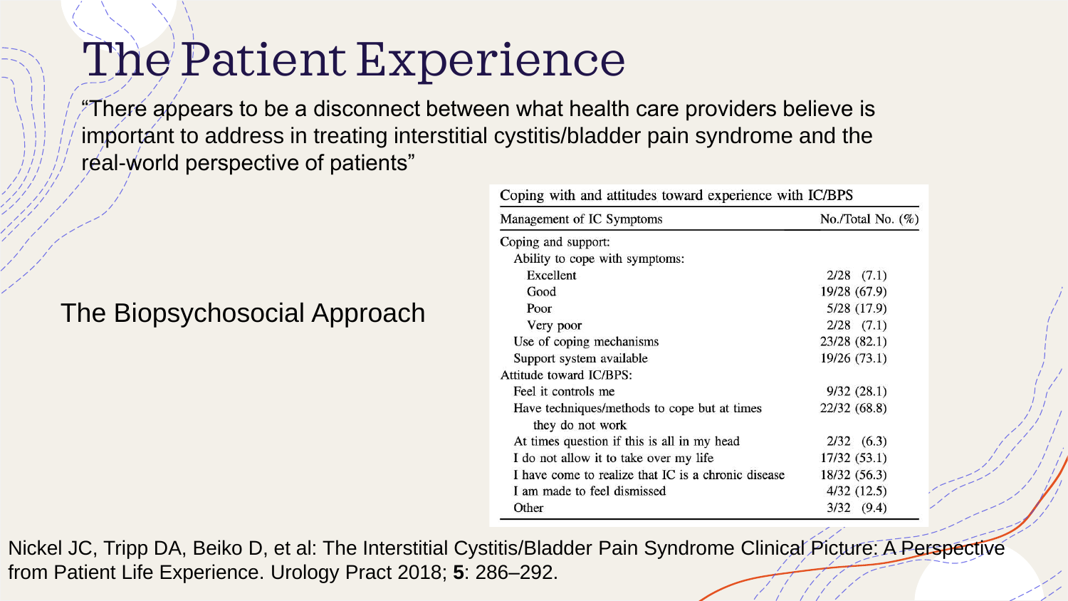# The Patient Experience

"There appears to be a disconnect between what health care providers believe is important to address in treating interstitial cystitis/bladder pain syndrome and the real-world perspective of patients"

The Biopsychosocial Approach

Coping with and attitudes toward experience with IC/BPS

| Management of IC Symptoms | No./Total No. (%) |
|---|---|
| Coping and support: | |
| Ability to cope with symptoms: | |
| Excellent | 2/28 (7.1) |
| Good | 19/28 (67.9) |
| Poor | 5/28 (17.9) |
| Very poor | 2/28 (7.1) |
| Use of coping mechanisms | 23/28 (82.1) |
| Support system available | 19/26 (73.1) |
| Attitude toward IC/BPS: | |
| Feel it controls me | 9/32 (28.1) |
| Have techniques/methods to cope but at times they do not work | 22/32 (68.8) |
| At times question if this is all in my head | 2/32 (6.3) |
| I do not allow it to take over my life | 17/32 (53.1) |
| I have come to realize that IC is a chronic disease | 18/32 (56.3) |
| I am made to feel dismissed | 4/32 (12.5) |
| Other | 3/32 (9.4) |

Nickel JC, Tripp DA, Beiko D, et al: The Interstitial Cystitis/Bladder Pain Syndrome Clinical Picture: A Perspective from Patient Life Experience. Urology Pract 2018; **5**: 286–292.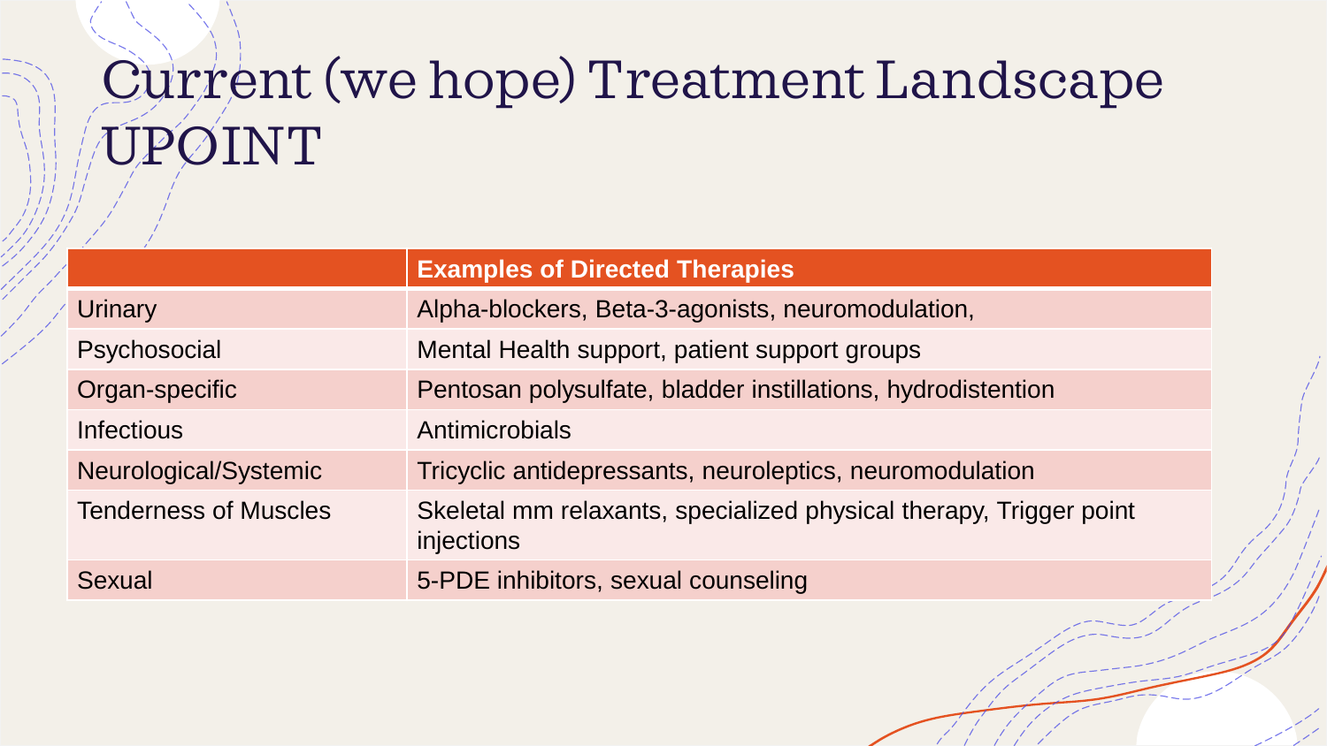# Current (we hope) Treatment Landscape UPOINT

| | Examples of Directed Therapies |
|---|---|
| Urinary | Alpha-blockers, Beta-3-agonists, neuromodulation, |
| Psychosocial | Mental Health support, patient support groups |
| Organ-specific | Pentosan polysulfate, bladder instillations, hydrodistention |
| Infectious | Antimicrobials |
| Neurological/Systemic | Tricyclic antidepressants, neuroleptics, neuromodulation |
| Tenderness of Muscles | Skeletal mm relaxants, specialized physical therapy, Trigger point injections |
| Sexual | 5-PDE inhibitors, sexual counseling |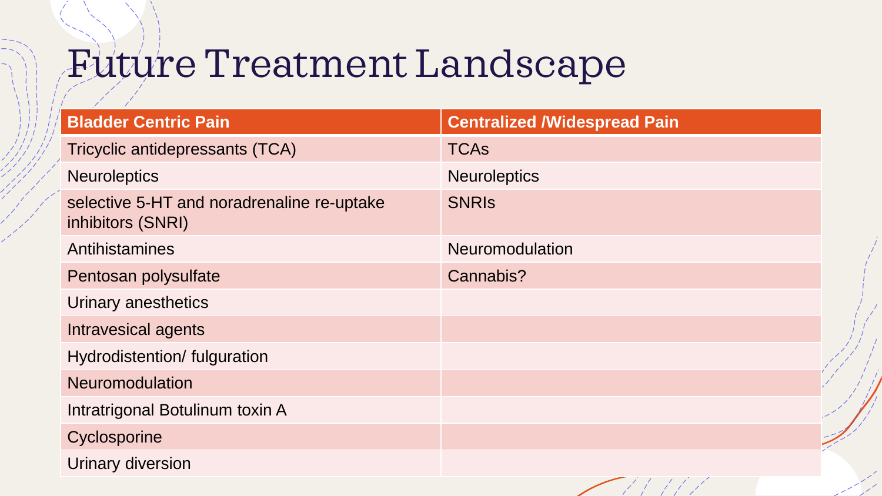# Future Treatment Landscape

| Bladder Centric Pain | Centralized /Widespread Pain |
| --- | --- |
| Tricyclic antidepressants (TCA) | TCAs |
| Neuroleptics | Neuroleptics |
| selective 5-HT and noradrenaline re-uptake inhibitors (SNRI) | SNRIs |
| Antihistamines | Neuromodulation |
| Pentosan polysulfate | Cannabis? |
| Urinary anesthetics | |
| Intravesical agents | |
| Hydrodistention/ fulguration | |
| Neuromodulation | |
| Intratrigonal Botulinum toxin A | |
| Cyclosporine | |
| Urinary diversion | |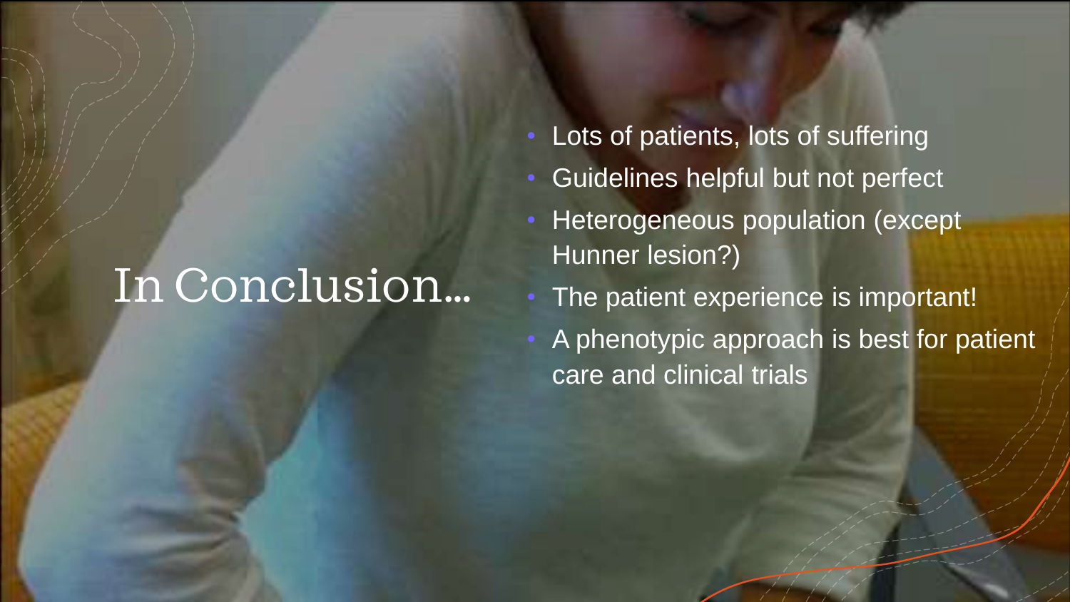# In Conclusion…

- Lots of patients, lots of suffering
- Guidelines helpful but not perfect
- Heterogeneous population (except Hunner lesion?)
- The patient experience is important!
- A phenotypic approach is best for patient care and clinical trials